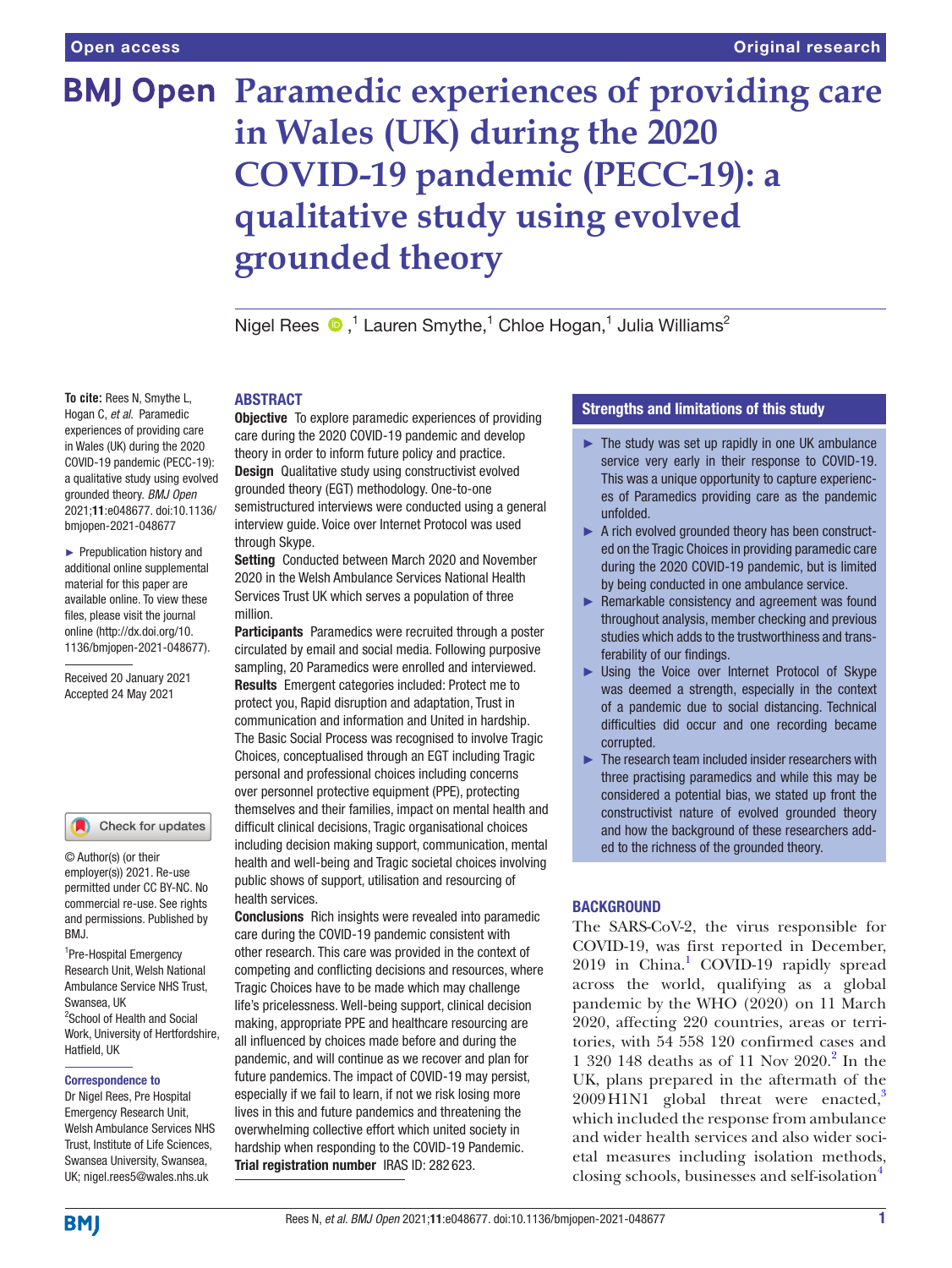# Paramedic experiences of providing care in Wales (UK) during the 2020 COVID-19 pandemic (PECC-19): a qualitative study using evolved grounded theory

Nigel Rees ,[1] Lauren Smythe,[1] Chloe Hogan,[1] Julia Williams[2]

**To cite:** Rees N, Smythe L, Hogan C, *et al*. Paramedic experiences of providing care in Wales (UK) during the 2020 COVID-19 pandemic (PECC-19): a qualitative study using evolved grounded theory. *BMJ Open* 2021;**11**:e048677. doi:10.1136/bmjopen-2021-048677

► Prepublication history and additional online supplemental material for this paper are available online. To view these files, please visit the journal online (http://dx.doi.org/10.1136/bmjopen-2021-048677).

Received 20 January 2021
Accepted 24 May 2021

© Author(s) (or their employer(s)) 2021. Re-use permitted under CC BY-NC. No commercial re-use. See rights and permissions. Published by BMJ.

[1]Pre-Hospital Emergency Research Unit, Welsh National Ambulance Service NHS Trust, Swansea, UK
[2]School of Health and Social Work, University of Hertfordshire, Hatfield, UK

**Correspondence to**
Dr Nigel Rees, Pre Hospital Emergency Research Unit, Welsh Ambulance Services NHS Trust, Institute of Life Sciences, Swansea University, Swansea, UK; nigel.rees5@wales.nhs.uk

## ABSTRACT

**Objective** To explore paramedic experiences of providing care during the 2020 COVID-19 pandemic and develop theory in order to inform future policy and practice.

**Design** Qualitative study using constructivist evolved grounded theory (EGT) methodology. One-to-one semistructured interviews were conducted using a general interview guide. Voice over Internet Protocol was used through Skype.

**Setting** Conducted between March 2020 and November 2020 in the Welsh Ambulance Services National Health Services Trust UK which serves a population of three million.

**Participants** Paramedics were recruited through a poster circulated by email and social media. Following purposive sampling, 20 Paramedics were enrolled and interviewed.

**Results** Emergent categories included: Protect me to protect you, Rapid disruption and adaptation, Trust in communication and information and United in hardship. The Basic Social Process was recognised to involve Tragic Choices, conceptualised through an EGT including Tragic personal and professional choices including concerns over personnel protective equipment (PPE), protecting themselves and their families, impact on mental health and difficult clinical decisions, Tragic organisational choices including decision making support, communication, mental health and well-being and Tragic societal choices involving public shows of support, utilisation and resourcing of health services.

**Conclusions** Rich insights were revealed into paramedic care during the COVID-19 pandemic consistent with other research. This care was provided in the context of competing and conflicting decisions and resources, where Tragic Choices have to be made which may challenge life's pricelessness. Well-being support, clinical decision making, appropriate PPE and healthcare resourcing are all influenced by choices made before and during the pandemic, and will continue as we recover and plan for future pandemics. The impact of COVID-19 may persist, especially if we fail to learn, if not we risk losing more lives in this and future pandemics and threatening the overwhelming collective effort which united society in hardship when responding to the COVID-19 Pandemic.

**Trial registration number** IRAS ID: 282623.

### Strengths and limitations of this study

- ► The study was set up rapidly in one UK ambulance service very early in their response to COVID-19. This was a unique opportunity to capture experiences of Paramedics providing care as the pandemic unfolded.
- ► A rich evolved grounded theory has been constructed on the Tragic Choices in providing paramedic care during the 2020 COVID-19 pandemic, but is limited by being conducted in one ambulance service.
- ► Remarkable consistency and agreement was found throughout analysis, member checking and previous studies which adds to the trustworthiness and transferability of our findings.
- ► Using the Voice over Internet Protocol of Skype was deemed a strength, especially in the context of a pandemic due to social distancing. Technical difficulties did occur and one recording became corrupted.
- ► The research team included insider researchers with three practising paramedics and while this may be considered a potential bias, we stated up front the constructivist nature of evolved grounded theory and how the background of these researchers added to the richness of the grounded theory.

## BACKGROUND

The SARS-CoV-2, the virus responsible for COVID-19, was first reported in December, 2019 in China.[1] COVID-19 rapidly spread across the world, qualifying as a global pandemic by the WHO (2020) on 11 March 2020, affecting 220 countries, areas or territories, with 54 558 120 confirmed cases and 1 320 148 deaths as of 11 Nov 2020.[2] In the UK, plans prepared in the aftermath of the 2009 H1N1 global threat were enacted,[3] which included the response from ambulance and wider health services and also wider societal measures including isolation methods, closing schools, businesses and self-isolation[4]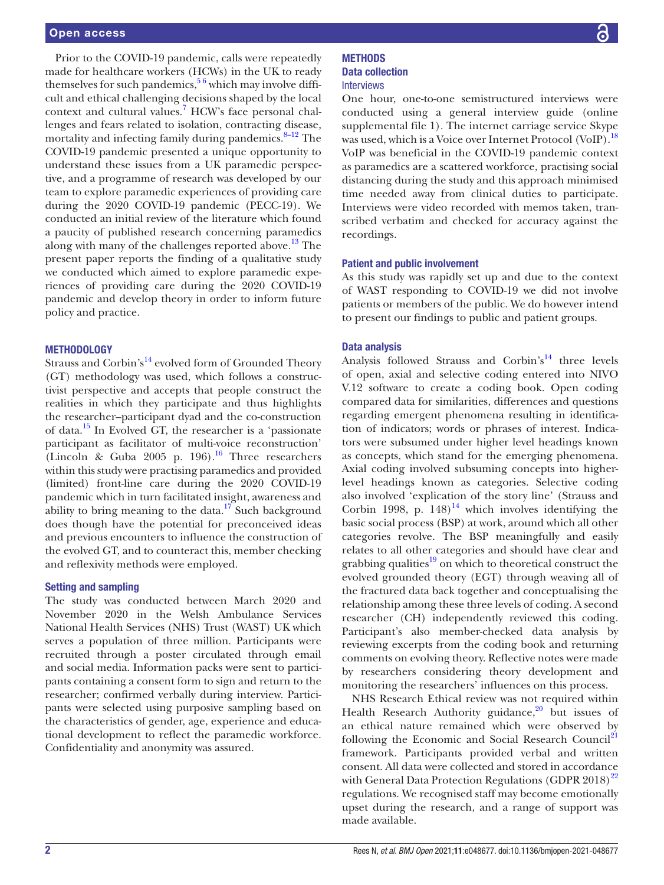Prior to the COVID-19 pandemic, calls were repeatedly made for healthcare workers (HCWs) in the UK to ready themselves for such pandemics,[5 6] which may involve difficult and ethical challenging decisions shaped by the local context and cultural values.[7] HCW's face personal challenges and fears related to isolation, contracting disease, mortality and infecting family during pandemics.[8–12] The COVID-19 pandemic presented a unique opportunity to understand these issues from a UK paramedic perspective, and a programme of research was developed by our team to explore paramedic experiences of providing care during the 2020 COVID-19 pandemic (PECC-19). We conducted an initial review of the literature which found a paucity of published research concerning paramedics along with many of the challenges reported above.[13] The present paper reports the finding of a qualitative study we conducted which aimed to explore paramedic experiences of providing care during the 2020 COVID-19 pandemic and develop theory in order to inform future policy and practice.

## METHODOLOGY

Strauss and Corbin's[14] evolved form of Grounded Theory (GT) methodology was used, which follows a constructivist perspective and accepts that people construct the realities in which they participate and thus highlights the researcher–participant dyad and the co-construction of data.[15] In Evolved GT, the researcher is a 'passionate participant as facilitator of multi-voice reconstruction' (Lincoln & Guba 2005 p. 196).[16] Three researchers within this study were practising paramedics and provided (limited) front-line care during the 2020 COVID-19 pandemic which in turn facilitated insight, awareness and ability to bring meaning to the data.[17] Such background does though have the potential for preconceived ideas and previous encounters to influence the construction of the evolved GT, and to counteract this, member checking and reflexivity methods were employed.

### Setting and sampling

The study was conducted between March 2020 and November 2020 in the Welsh Ambulance Services National Health Services (NHS) Trust (WAST) UK which serves a population of three million. Participants were recruited through a poster circulated through email and social media. Information packs were sent to participants containing a consent form to sign and return to the researcher; confirmed verbally during interview. Participants were selected using purposive sampling based on the characteristics of gender, age, experience and educational development to reflect the paramedic workforce. Confidentiality and anonymity was assured.

## METHODS

### Data collection

#### Interviews

One hour, one-to-one semistructured interviews were conducted using a general interview guide (online supplemental file 1). The internet carriage service Skype was used, which is a Voice over Internet Protocol (VoIP).[18] VoIP was beneficial in the COVID-19 pandemic context as paramedics are a scattered workforce, practising social distancing during the study and this approach minimised time needed away from clinical duties to participate. Interviews were video recorded with memos taken, transcribed verbatim and checked for accuracy against the recordings.

### Patient and public involvement

As this study was rapidly set up and due to the context of WAST responding to COVID-19 we did not involve patients or members of the public. We do however intend to present our findings to public and patient groups.

### Data analysis

Analysis followed Strauss and Corbin's[14] three levels of open, axial and selective coding entered into NIVO V.12 software to create a coding book. Open coding compared data for similarities, differences and questions regarding emergent phenomena resulting in identification of indicators; words or phrases of interest. Indicators were subsumed under higher level headings known as concepts, which stand for the emerging phenomena. Axial coding involved subsuming concepts into higher-level headings known as categories. Selective coding also involved 'explication of the story line' (Strauss and Corbin 1998, p. 148)[14] which involves identifying the basic social process (BSP) at work, around which all other categories revolve. The BSP meaningfully and easily relates to all other categories and should have clear and grabbing qualities[19] on which to theoretical construct the evolved grounded theory (EGT) through weaving all of the fractured data back together and conceptualising the relationship among these three levels of coding. A second researcher (CH) independently reviewed this coding. Participant's also member-checked data analysis by reviewing excerpts from the coding book and returning comments on evolving theory. Reflective notes were made by researchers considering theory development and monitoring the researchers' influences on this process.

NHS Research Ethical review was not required within Health Research Authority guidance,[20] but issues of an ethical nature remained which were observed by following the Economic and Social Research Council[21] framework. Participants provided verbal and written consent. All data were collected and stored in accordance with General Data Protection Regulations (GDPR 2018)[22] regulations. We recognised staff may become emotionally upset during the research, and a range of support was made available.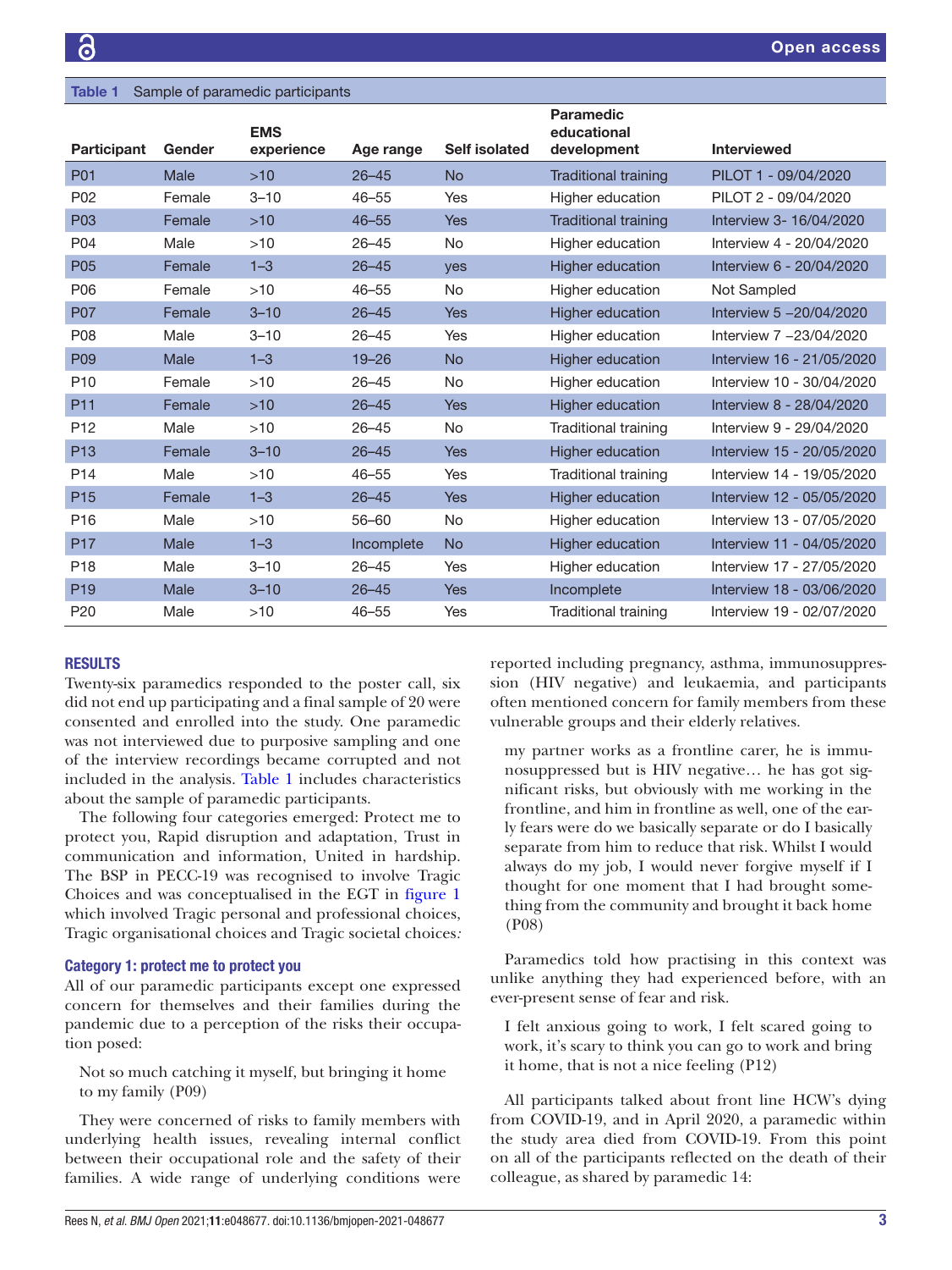Table 1 Sample of paramedic participants

| Participant | Gender | EMS experience | Age range | Self isolated | Paramedic educational development | Interviewed |
|---|---|---|---|---|---|---|
| P01 | Male | >10 | 26–45 | No | Traditional training | PILOT 1 - 09/04/2020 |
| P02 | Female | 3–10 | 46–55 | Yes | Higher education | PILOT 2 - 09/04/2020 |
| P03 | Female | >10 | 46–55 | Yes | Traditional training | Interview 3- 16/04/2020 |
| P04 | Male | >10 | 26–45 | No | Higher education | Interview 4 - 20/04/2020 |
| P05 | Female | 1–3 | 26–45 | yes | Higher education | Interview 6 - 20/04/2020 |
| P06 | Female | >10 | 46–55 | No | Higher education | Not Sampled |
| P07 | Female | 3–10 | 26–45 | Yes | Higher education | Interview 5 –20/04/2020 |
| P08 | Male | 3–10 | 26–45 | Yes | Higher education | Interview 7 –23/04/2020 |
| P09 | Male | 1–3 | 19–26 | No | Higher education | Interview 16 - 21/05/2020 |
| P10 | Female | >10 | 26–45 | No | Higher education | Interview 10 - 30/04/2020 |
| P11 | Female | >10 | 26–45 | Yes | Higher education | Interview 8 - 28/04/2020 |
| P12 | Male | >10 | 26–45 | No | Traditional training | Interview 9 - 29/04/2020 |
| P13 | Female | 3–10 | 26–45 | Yes | Higher education | Interview 15 - 20/05/2020 |
| P14 | Male | >10 | 46–55 | Yes | Traditional training | Interview 14 - 19/05/2020 |
| P15 | Female | 1–3 | 26–45 | Yes | Higher education | Interview 12 - 05/05/2020 |
| P16 | Male | >10 | 56–60 | No | Higher education | Interview 13 - 07/05/2020 |
| P17 | Male | 1–3 | Incomplete | No | Higher education | Interview 11 - 04/05/2020 |
| P18 | Male | 3–10 | 26–45 | Yes | Higher education | Interview 17 - 27/05/2020 |
| P19 | Male | 3–10 | 26–45 | Yes | Incomplete | Interview 18 - 03/06/2020 |
| P20 | Male | >10 | 46–55 | Yes | Traditional training | Interview 19 - 02/07/2020 |

## RESULTS

Twenty-six paramedics responded to the poster call, six did not end up participating and a final sample of 20 were consented and enrolled into the study. One paramedic was not interviewed due to purposive sampling and one of the interview recordings became corrupted and not included in the analysis. Table 1 includes characteristics about the sample of paramedic participants.

The following four categories emerged: Protect me to protect you, Rapid disruption and adaptation, Trust in communication and information, United in hardship. The BSP in PECC-19 was recognised to involve Tragic Choices and was conceptualised in the EGT in figure 1 which involved Tragic personal and professional choices, Tragic organisational choices and Tragic societal choices*:*

### Category 1: protect me to protect you

All of our paramedic participants except one expressed concern for themselves and their families during the pandemic due to a perception of the risks their occupation posed:

> Not so much catching it myself, but bringing it home to my family (P09)

They were concerned of risks to family members with underlying health issues, revealing internal conflict between their occupational role and the safety of their families. A wide range of underlying conditions were reported including pregnancy, asthma, immunosuppression (HIV negative) and leukaemia, and participants often mentioned concern for family members from these vulnerable groups and their elderly relatives.

> my partner works as a frontline carer, he is immunosuppressed but is HIV negative… he has got significant risks, but obviously with me working in the frontline, and him in frontline as well, one of the early fears were do we basically separate or do I basically separate from him to reduce that risk. Whilst I would always do my job, I would never forgive myself if I thought for one moment that I had brought something from the community and brought it back home (P08)

Paramedics told how practising in this context was unlike anything they had experienced before, with an ever-present sense of fear and risk.

> I felt anxious going to work, I felt scared going to work, it's scary to think you can go to work and bring it home, that is not a nice feeling (P12)

All participants talked about front line HCW's dying from COVID-19, and in April 2020, a paramedic within the study area died from COVID-19. From this point on all of the participants reflected on the death of their colleague, as shared by paramedic 14: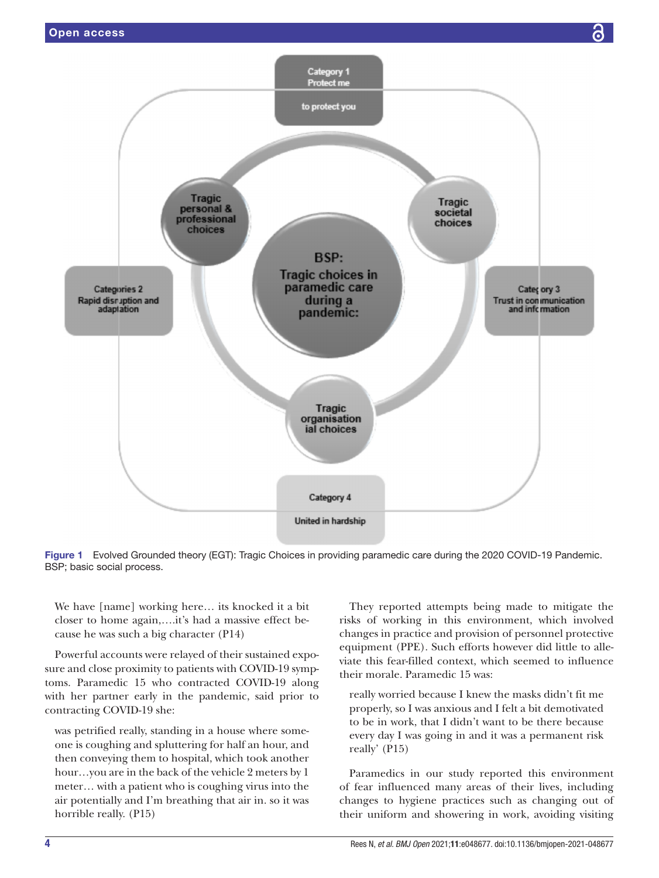Figure 1 Evolved Grounded theory (EGT): Tragic Choices in providing paramedic care during the 2020 COVID-19 Pandemic. BSP; basic social process.

> We have [name] working here… its knocked it a bit closer to home again,….it's had a massive effect because he was such a big character (P14)

Powerful accounts were relayed of their sustained exposure and close proximity to patients with COVID-19 symptoms. Paramedic 15 who contracted COVID-19 along with her partner early in the pandemic, said prior to contracting COVID-19 she:

> was petrified really, standing in a house where someone is coughing and spluttering for half an hour, and then conveying them to hospital, which took another hour…you are in the back of the vehicle 2 meters by 1 meter… with a patient who is coughing virus into the air potentially and I'm breathing that air in. so it was horrible really. (P15)

They reported attempts being made to mitigate the risks of working in this environment, which involved changes in practice and provision of personnel protective equipment (PPE). Such efforts however did little to alleviate this fear-filled context, which seemed to influence their morale. Paramedic 15 was:

> really worried because I knew the masks didn't fit me properly, so I was anxious and I felt a bit demotivated to be in work, that I didn't want to be there because every day I was going in and it was a permanent risk really' (P15)

Paramedics in our study reported this environment of fear influenced many areas of their lives, including changes to hygiene practices such as changing out of their uniform and showering in work, avoiding visiting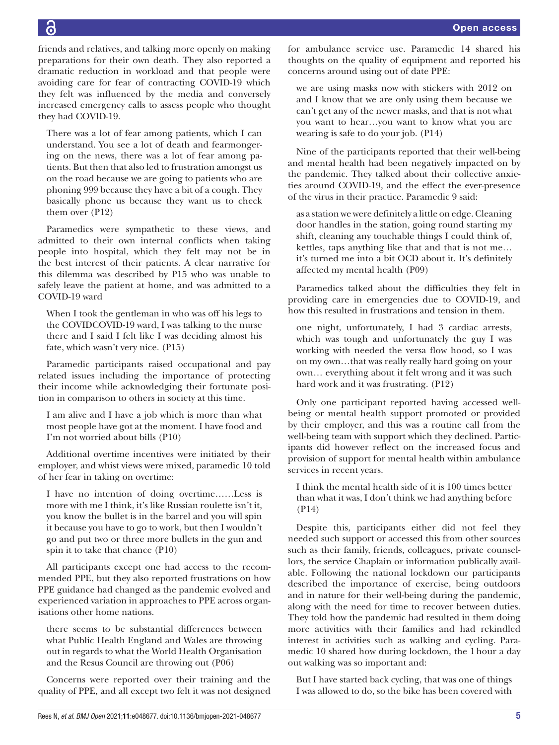friends and relatives, and talking more openly on making preparations for their own death. They also reported a dramatic reduction in workload and that people were avoiding care for fear of contracting COVID-19 which they felt was influenced by the media and conversely increased emergency calls to assess people who thought they had COVID-19.

> There was a lot of fear among patients, which I can understand. You see a lot of death and fearmongering on the news, there was a lot of fear among patients. But then that also led to frustration amongst us on the road because we are going to patients who are phoning 999 because they have a bit of a cough. They basically phone us because they want us to check them over (P12)

Paramedics were sympathetic to these views, and admitted to their own internal conflicts when taking people into hospital, which they felt may not be in the best interest of their patients. A clear narrative for this dilemma was described by P15 who was unable to safely leave the patient at home, and was admitted to a COVID-19 ward

> When I took the gentleman in who was off his legs to the COVIDCOVID-19 ward, I was talking to the nurse there and I said I felt like I was deciding almost his fate, which wasn't very nice. (P15)

Paramedic participants raised occupational and pay related issues including the importance of protecting their income while acknowledging their fortunate position in comparison to others in society at this time.

> I am alive and I have a job which is more than what most people have got at the moment. I have food and I'm not worried about bills (P10)

Additional overtime incentives were initiated by their employer, and whist views were mixed, paramedic 10 told of her fear in taking on overtime:

> I have no intention of doing overtime……Less is more with me I think, it's like Russian roulette isn't it, you know the bullet is in the barrel and you will spin it because you have to go to work, but then I wouldn't go and put two or three more bullets in the gun and spin it to take that chance (P10)

All participants except one had access to the recommended PPE, but they also reported frustrations on how PPE guidance had changed as the pandemic evolved and experienced variation in approaches to PPE across organisations other home nations.

> there seems to be substantial differences between what Public Health England and Wales are throwing out in regards to what the World Health Organisation and the Resus Council are throwing out (P06)

Concerns were reported over their training and the quality of PPE, and all except two felt it was not designed for ambulance service use. Paramedic 14 shared his thoughts on the quality of equipment and reported his concerns around using out of date PPE:

> we are using masks now with stickers with 2012 on and I know that we are only using them because we can't get any of the newer masks, and that is not what you want to hear…you want to know what you are wearing is safe to do your job. (P14)

Nine of the participants reported that their well-being and mental health had been negatively impacted on by the pandemic. They talked about their collective anxieties around COVID-19, and the effect the ever-presence of the virus in their practice. Paramedic 9 said:

> as a station we were definitely a little on edge. Cleaning door handles in the station, going round starting my shift, cleaning any touchable things I could think of, kettles, taps anything like that and that is not me… it's turned me into a bit OCD about it. It's definitely affected my mental health (P09)

Paramedics talked about the difficulties they felt in providing care in emergencies due to COVID-19, and how this resulted in frustrations and tension in them.

> one night, unfortunately, I had 3 cardiac arrests, which was tough and unfortunately the guy I was working with needed the versa flow hood, so I was on my own…that was really really hard going on your own… everything about it felt wrong and it was such hard work and it was frustrating. (P12)

Only one participant reported having accessed well-being or mental health support promoted or provided by their employer, and this was a routine call from the well-being team with support which they declined. Participants did however reflect on the increased focus and provision of support for mental health within ambulance services in recent years.

> I think the mental health side of it is 100 times better than what it was, I don't think we had anything before (P14)

Despite this, participants either did not feel they needed such support or accessed this from other sources such as their family, friends, colleagues, private counsellors, the service Chaplain or information publically available. Following the national lockdown our participants described the importance of exercise, being outdoors and in nature for their well-being during the pandemic, along with the need for time to recover between duties. They told how the pandemic had resulted in them doing more activities with their families and had rekindled interest in activities such as walking and cycling. Paramedic 10 shared how during lockdown, the 1 hour a day out walking was so important and:

> But I have started back cycling, that was one of things I was allowed to do, so the bike has been covered with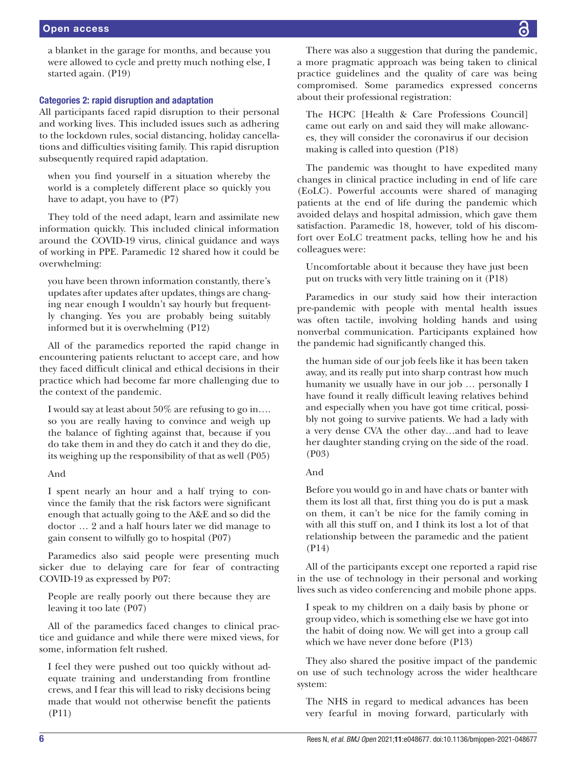a blanket in the garage for months, and because you were allowed to cycle and pretty much nothing else, I started again. (P19)

### Categories 2: rapid disruption and adaptation

All participants faced rapid disruption to their personal and working lives. This included issues such as adhering to the lockdown rules, social distancing, holiday cancellations and difficulties visiting family. This rapid disruption subsequently required rapid adaptation.

> when you find yourself in a situation whereby the world is a completely different place so quickly you have to adapt, you have to (P7)

They told of the need adapt, learn and assimilate new information quickly. This included clinical information around the COVID-19 virus, clinical guidance and ways of working in PPE. Paramedic 12 shared how it could be overwhelming:

> you have been thrown information constantly, there's updates after updates after updates, things are changing near enough I wouldn't say hourly but frequently changing. Yes you are probably being suitably informed but it is overwhelming (P12)

All of the paramedics reported the rapid change in encountering patients reluctant to accept care, and how they faced difficult clinical and ethical decisions in their practice which had become far more challenging due to the context of the pandemic.

> I would say at least about 50% are refusing to go in…. so you are really having to convince and weigh up the balance of fighting against that, because if you do take them in and they do catch it and they do die, its weighing up the responsibility of that as well (P05)

And

> I spent nearly an hour and a half trying to convince the family that the risk factors were significant enough that actually going to the A&E and so did the doctor … 2 and a half hours later we did manage to gain consent to wilfully go to hospital (P07)

Paramedics also said people were presenting much sicker due to delaying care for fear of contracting COVID-19 as expressed by P07:

> People are really poorly out there because they are leaving it too late (P07)

All of the paramedics faced changes to clinical practice and guidance and while there were mixed views, for some, information felt rushed.

> I feel they were pushed out too quickly without adequate training and understanding from frontline crews, and I fear this will lead to risky decisions being made that would not otherwise benefit the patients (P11)

There was also a suggestion that during the pandemic, a more pragmatic approach was being taken to clinical practice guidelines and the quality of care was being compromised. Some paramedics expressed concerns about their professional registration:

> The HCPC [Health & Care Professions Council] came out early on and said they will make allowances, they will consider the coronavirus if our decision making is called into question (P18)

The pandemic was thought to have expedited many changes in clinical practice including in end of life care (EoLC). Powerful accounts were shared of managing patients at the end of life during the pandemic which avoided delays and hospital admission, which gave them satisfaction. Paramedic 18, however, told of his discomfort over EoLC treatment packs, telling how he and his colleagues were:

> Uncomfortable about it because they have just been put on trucks with very little training on it (P18)

Paramedics in our study said how their interaction pre-pandemic with people with mental health issues was often tactile, involving holding hands and using nonverbal communication. Participants explained how the pandemic had significantly changed this.

> the human side of our job feels like it has been taken away, and its really put into sharp contrast how much humanity we usually have in our job … personally I have found it really difficult leaving relatives behind and especially when you have got time critical, possibly not going to survive patients. We had a lady with a very dense CVA the other day…and had to leave her daughter standing crying on the side of the road. (P03)

And

> Before you would go in and have chats or banter with them its lost all that, first thing you do is put a mask on them, it can't be nice for the family coming in with all this stuff on, and I think its lost a lot of that relationship between the paramedic and the patient (P14)

All of the participants except one reported a rapid rise in the use of technology in their personal and working lives such as video conferencing and mobile phone apps.

> I speak to my children on a daily basis by phone or group video, which is something else we have got into the habit of doing now. We will get into a group call which we have never done before (P13)

They also shared the positive impact of the pandemic on use of such technology across the wider healthcare system:

> The NHS in regard to medical advances has been very fearful in moving forward, particularly with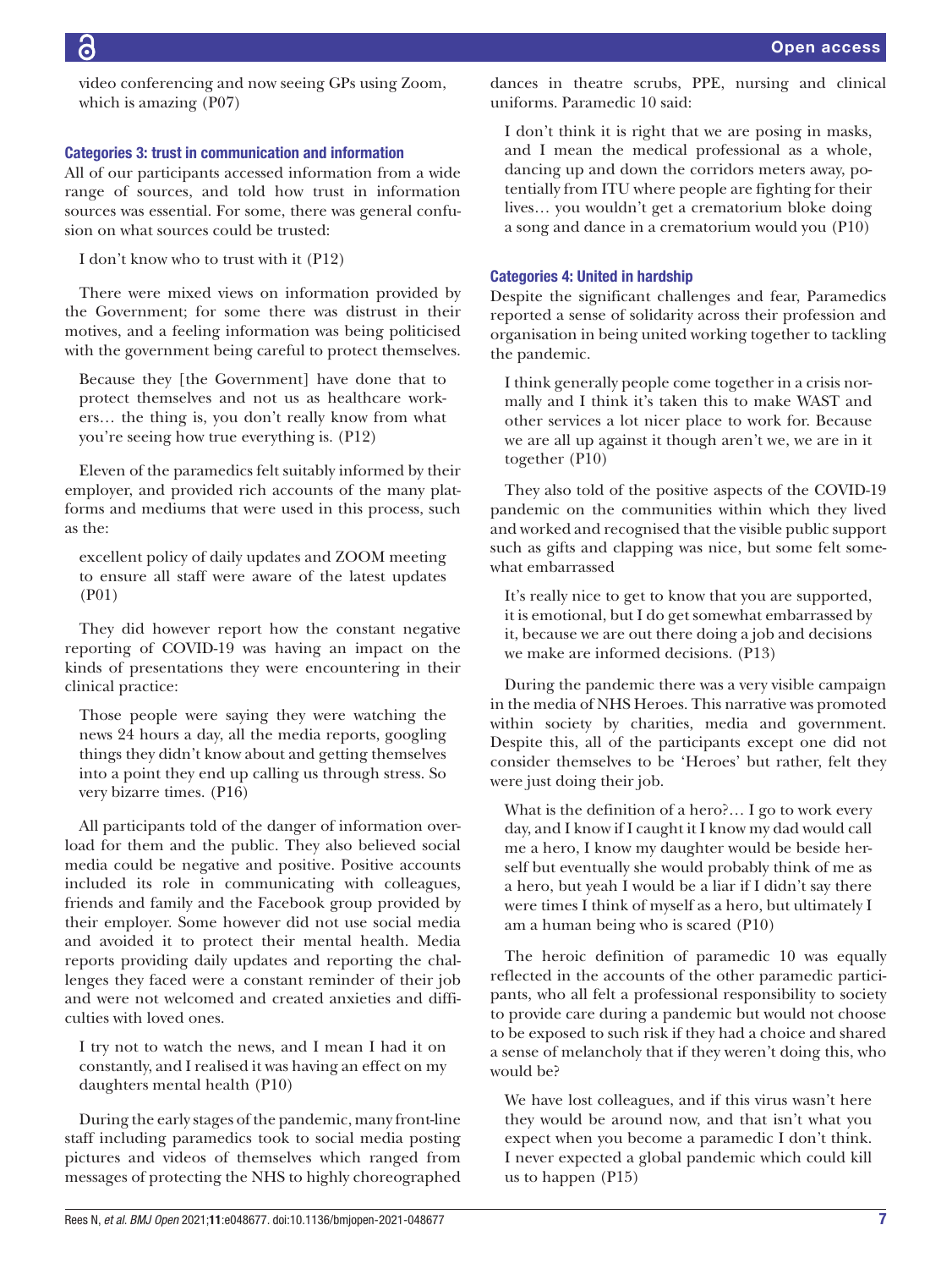video conferencing and now seeing GPs using Zoom, which is amazing (P07)

### Categories 3: trust in communication and information

All of our participants accessed information from a wide range of sources, and told how trust in information sources was essential. For some, there was general confusion on what sources could be trusted:

> I don't know who to trust with it (P12)

There were mixed views on information provided by the Government; for some there was distrust in their motives, and a feeling information was being politicised with the government being careful to protect themselves.

> Because they [the Government] have done that to protect themselves and not us as healthcare workers… the thing is, you don't really know from what you're seeing how true everything is. (P12)

Eleven of the paramedics felt suitably informed by their employer, and provided rich accounts of the many platforms and mediums that were used in this process, such as the:

> excellent policy of daily updates and ZOOM meeting to ensure all staff were aware of the latest updates (P01)

They did however report how the constant negative reporting of COVID-19 was having an impact on the kinds of presentations they were encountering in their clinical practice:

> Those people were saying they were watching the news 24 hours a day, all the media reports, googling things they didn't know about and getting themselves into a point they end up calling us through stress. So very bizarre times. (P16)

All participants told of the danger of information overload for them and the public. They also believed social media could be negative and positive. Positive accounts included its role in communicating with colleagues, friends and family and the Facebook group provided by their employer. Some however did not use social media and avoided it to protect their mental health. Media reports providing daily updates and reporting the challenges they faced were a constant reminder of their job and were not welcomed and created anxieties and difficulties with loved ones.

> I try not to watch the news, and I mean I had it on constantly, and I realised it was having an effect on my daughters mental health (P10)

During the early stages of the pandemic, many front-line staff including paramedics took to social media posting pictures and videos of themselves which ranged from messages of protecting the NHS to highly choreographed dances in theatre scrubs, PPE, nursing and clinical uniforms. Paramedic 10 said:

> I don't think it is right that we are posing in masks, and I mean the medical professional as a whole, dancing up and down the corridors meters away, potentially from ITU where people are fighting for their lives… you wouldn't get a crematorium bloke doing a song and dance in a crematorium would you (P10)

### Categories 4: United in hardship

Despite the significant challenges and fear, Paramedics reported a sense of solidarity across their profession and organisation in being united working together to tackling the pandemic.

> I think generally people come together in a crisis normally and I think it's taken this to make WAST and other services a lot nicer place to work for. Because we are all up against it though aren't we, we are in it together (P10)

They also told of the positive aspects of the COVID-19 pandemic on the communities within which they lived and worked and recognised that the visible public support such as gifts and clapping was nice, but some felt somewhat embarrassed

> It's really nice to get to know that you are supported, it is emotional, but I do get somewhat embarrassed by it, because we are out there doing a job and decisions we make are informed decisions. (P13)

During the pandemic there was a very visible campaign in the media of NHS Heroes. This narrative was promoted within society by charities, media and government. Despite this, all of the participants except one did not consider themselves to be 'Heroes' but rather, felt they were just doing their job.

> What is the definition of a hero?… I go to work every day, and I know if I caught it I know my dad would call me a hero, I know my daughter would be beside herself but eventually she would probably think of me as a hero, but yeah I would be a liar if I didn't say there were times I think of myself as a hero, but ultimately I am a human being who is scared (P10)

The heroic definition of paramedic 10 was equally reflected in the accounts of the other paramedic participants, who all felt a professional responsibility to society to provide care during a pandemic but would not choose to be exposed to such risk if they had a choice and shared a sense of melancholy that if they weren't doing this, who would be?

> We have lost colleagues, and if this virus wasn't here they would be around now, and that isn't what you expect when you become a paramedic I don't think. I never expected a global pandemic which could kill us to happen (P15)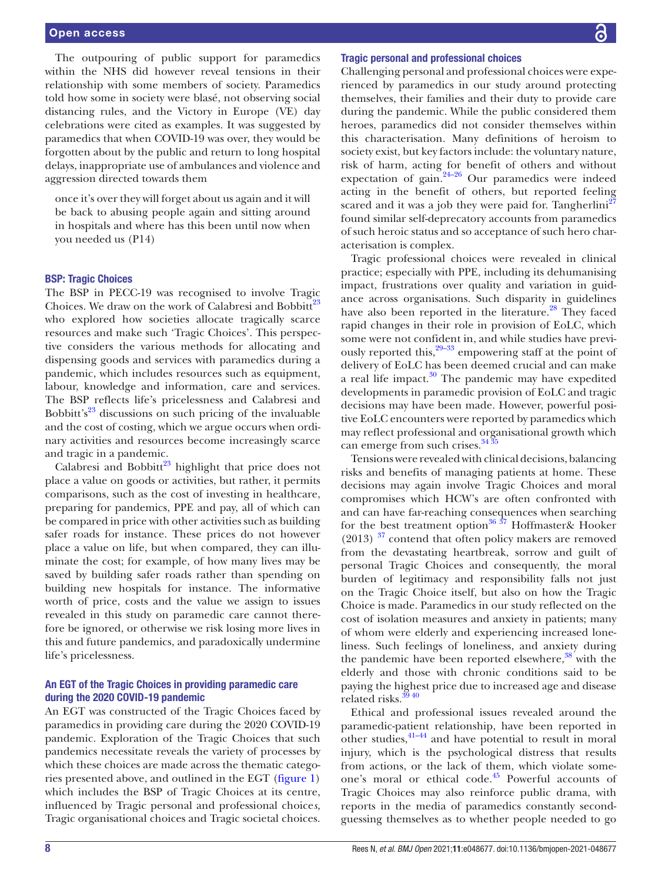The outpouring of public support for paramedics within the NHS did however reveal tensions in their relationship with some members of society. Paramedics told how some in society were blasé, not observing social distancing rules, and the Victory in Europe (VE) day celebrations were cited as examples. It was suggested by paramedics that when COVID-19 was over, they would be forgotten about by the public and return to long hospital delays, inappropriate use of ambulances and violence and aggression directed towards them

> once it's over they will forget about us again and it will be back to abusing people again and sitting around in hospitals and where has this been until now when you needed us (P14)

### BSP: Tragic Choices

The BSP in PECC-19 was recognised to involve Tragic Choices. We draw on the work of Calabresi and Bobbitt[23] who explored how societies allocate tragically scarce resources and make such 'Tragic Choices'. This perspective considers the various methods for allocating and dispensing goods and services with paramedics during a pandemic, which includes resources such as equipment, labour, knowledge and information, care and services. The BSP reflects life's pricelessness and Calabresi and Bobbitt's[23] discussions on such pricing of the invaluable and the cost of costing, which we argue occurs when ordinary activities and resources become increasingly scarce and tragic in a pandemic.

Calabresi and Bobbitt[23] highlight that price does not place a value on goods or activities, but rather, it permits comparisons, such as the cost of investing in healthcare, preparing for pandemics, PPE and pay, all of which can be compared in price with other activities such as building safer roads for instance. These prices do not however place a value on life, but when compared, they can illuminate the cost; for example, of how many lives may be saved by building safer roads rather than spending on building new hospitals for instance. The informative worth of price, costs and the value we assign to issues revealed in this study on paramedic care cannot therefore be ignored, or otherwise we risk losing more lives in this and future pandemics, and paradoxically undermine life's pricelessness.

### An EGT of the Tragic Choices in providing paramedic care during the 2020 COVID-19 pandemic

An EGT was constructed of the Tragic Choices faced by paramedics in providing care during the 2020 COVID-19 pandemic. Exploration of the Tragic Choices that such pandemics necessitate reveals the variety of processes by which these choices are made across the thematic categories presented above, and outlined in the EGT (figure 1) which includes the BSP of Tragic Choices at its centre, influenced by Tragic personal and professional choice*s,* Tragic organisational choices and Tragic societal choices.

### Tragic personal and professional choices

Challenging personal and professional choices were experienced by paramedics in our study around protecting themselves, their families and their duty to provide care during the pandemic. While the public considered them heroes, paramedics did not consider themselves within this characterisation. Many definitions of heroism to society exist, but key factors include: the voluntary nature, risk of harm, acting for benefit of others and without expectation of gain.[24–26] Our paramedics were indeed acting in the benefit of others, but reported feeling scared and it was a job they were paid for. Tangherlini[27] found similar self-deprecatory accounts from paramedics of such heroic status and so acceptance of such hero characterisation is complex.

Tragic professional choices were revealed in clinical practice; especially with PPE, including its dehumanising impact, frustrations over quality and variation in guidance across organisations. Such disparity in guidelines have also been reported in the literature.[28] They faced rapid changes in their role in provision of EoLC, which some were not confident in, and while studies have previously reported this,[29–33] empowering staff at the point of delivery of EoLC has been deemed crucial and can make a real life impact.[30] The pandemic may have expedited developments in paramedic provision of EoLC and tragic decisions may have been made. However, powerful positive EoLC encounters were reported by paramedics which may reflect professional and organisational growth which can emerge from such crises.[34 35]

Tensions were revealed with clinical decisions, balancing risks and benefits of managing patients at home. These decisions may again involve Tragic Choices and moral compromises which HCW's are often confronted with and can have far-reaching consequences when searching for the best treatment option[36 37] Hoffmaster& Hooker (2013) [37] contend that often policy makers are removed from the devastating heartbreak, sorrow and guilt of personal Tragic Choices and consequently, the moral burden of legitimacy and responsibility falls not just on the Tragic Choice itself, but also on how the Tragic Choice is made. Paramedics in our study reflected on the cost of isolation measures and anxiety in patients; many of whom were elderly and experiencing increased loneliness. Such feelings of loneliness, and anxiety during the pandemic have been reported elsewhere,[38] with the elderly and those with chronic conditions said to be paying the highest price due to increased age and disease related risks.[39 40]

Ethical and professional issues revealed around the paramedic-patient relationship, have been reported in other studies,[41–44] and have potential to result in moral injury, which is the psychological distress that results from actions, or the lack of them, which violate someone's moral or ethical code.[45] Powerful accounts of Tragic Choices may also reinforce public drama, with reports in the media of paramedics constantly second-guessing themselves as to whether people needed to go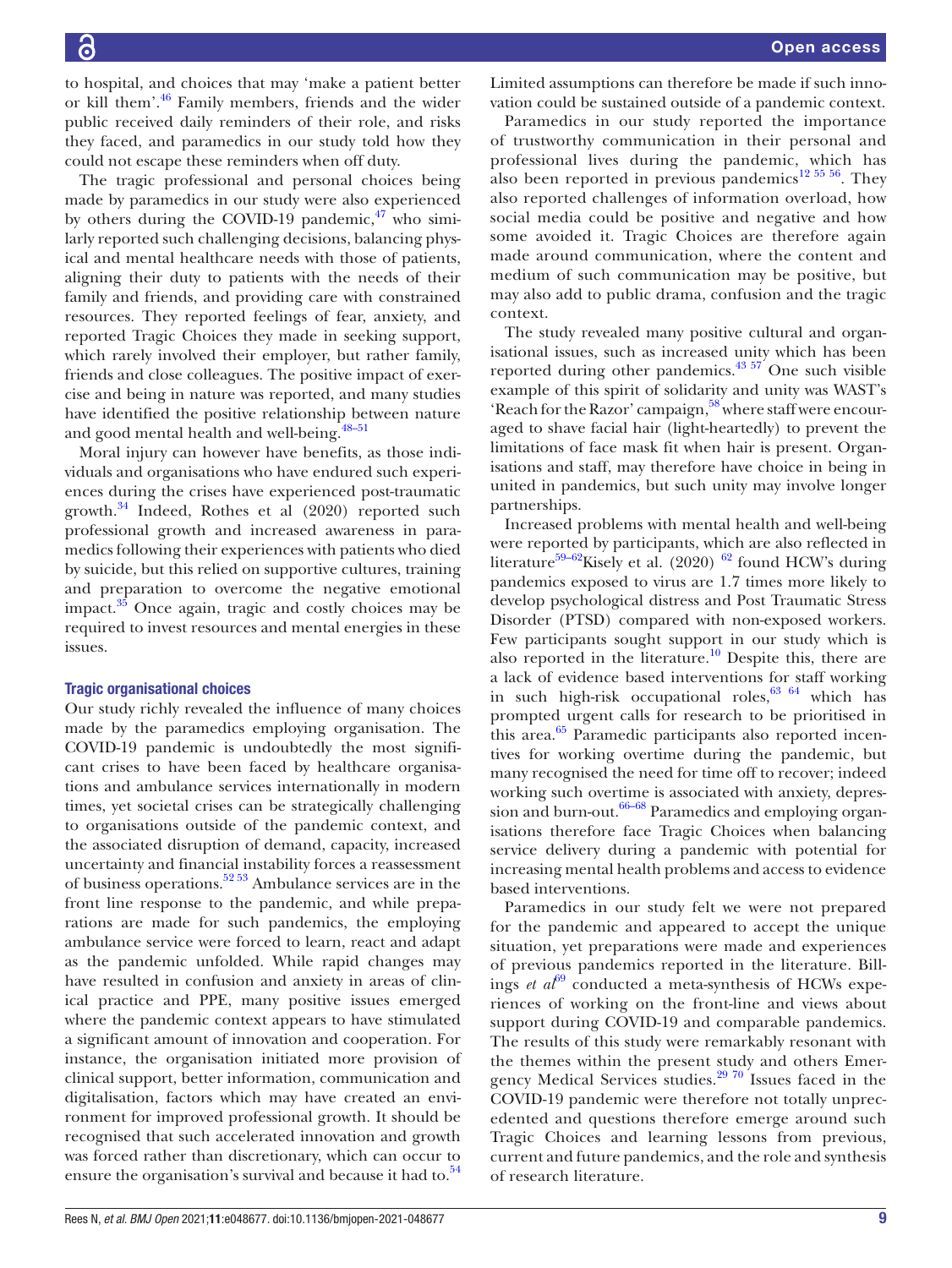to hospital, and choices that may 'make a patient better or kill them'.[46] Family members, friends and the wider public received daily reminders of their role, and risks they faced, and paramedics in our study told how they could not escape these reminders when off duty.

The tragic professional and personal choices being made by paramedics in our study were also experienced by others during the COVID-19 pandemic,[47] who similarly reported such challenging decisions, balancing physical and mental healthcare needs with those of patients, aligning their duty to patients with the needs of their family and friends, and providing care with constrained resources. They reported feelings of fear, anxiety, and reported Tragic Choices they made in seeking support, which rarely involved their employer, but rather family, friends and close colleagues. The positive impact of exercise and being in nature was reported, and many studies have identified the positive relationship between nature and good mental health and well-being.[48–51]

Moral injury can however have benefits, as those individuals and organisations who have endured such experiences during the crises have experienced post-traumatic growth.[34] Indeed, Rothes et al (2020) reported such professional growth and increased awareness in paramedics following their experiences with patients who died by suicide, but this relied on supportive cultures, training and preparation to overcome the negative emotional impact.[35] Once again, tragic and costly choices may be required to invest resources and mental energies in these issues.

### Tragic organisational choices

Our study richly revealed the influence of many choices made by the paramedics employing organisation. The COVID-19 pandemic is undoubtedly the most significant crises to have been faced by healthcare organisations and ambulance services internationally in modern times, yet societal crises can be strategically challenging to organisations outside of the pandemic context, and the associated disruption of demand, capacity, increased uncertainty and financial instability forces a reassessment of business operations.[52 53] Ambulance services are in the front line response to the pandemic, and while preparations are made for such pandemics, the employing ambulance service were forced to learn, react and adapt as the pandemic unfolded. While rapid changes may have resulted in confusion and anxiety in areas of clinical practice and PPE, many positive issues emerged where the pandemic context appears to have stimulated a significant amount of innovation and cooperation. For instance, the organisation initiated more provision of clinical support, better information, communication and digitalisation, factors which may have created an environment for improved professional growth. It should be recognised that such accelerated innovation and growth was forced rather than discretionary, which can occur to ensure the organisation's survival and because it had to.[54] Limited assumptions can therefore be made if such innovation could be sustained outside of a pandemic context.

Paramedics in our study reported the importance of trustworthy communication in their personal and professional lives during the pandemic, which has also been reported in previous pandemics[12 55 56]. They also reported challenges of information overload, how social media could be positive and negative and how some avoided it. Tragic Choices are therefore again made around communication, where the content and medium of such communication may be positive, but may also add to public drama, confusion and the tragic context.

The study revealed many positive cultural and organisational issues, such as increased unity which has been reported during other pandemics.[43 57] One such visible example of this spirit of solidarity and unity was WAST's 'Reach for the Razor' campaign,[58] where staff were encouraged to shave facial hair (light-heartedly) to prevent the limitations of face mask fit when hair is present. Organisations and staff, may therefore have choice in being in united in pandemics, but such unity may involve longer partnerships.

Increased problems with mental health and well-being were reported by participants, which are also reflected in literature[59–62]Kisely et al. (2020) [62] found HCW's during pandemics exposed to virus are 1.7 times more likely to develop psychological distress and Post Traumatic Stress Disorder (PTSD) compared with non-exposed workers. Few participants sought support in our study which is also reported in the literature.[10] Despite this, there are a lack of evidence based interventions for staff working in such high-risk occupational roles,[63 64] which has prompted urgent calls for research to be prioritised in this area.[65] Paramedic participants also reported incentives for working overtime during the pandemic, but many recognised the need for time off to recover; indeed working such overtime is associated with anxiety, depression and burn-out.[66–68] Paramedics and employing organisations therefore face Tragic Choices when balancing service delivery during a pandemic with potential for increasing mental health problems and access to evidence based interventions.

Paramedics in our study felt we were not prepared for the pandemic and appeared to accept the unique situation, yet preparations were made and experiences of previous pandemics reported in the literature. Billings *et al*[69] conducted a meta-synthesis of HCWs experiences of working on the front-line and views about support during COVID-19 and comparable pandemics. The results of this study were remarkably resonant with the themes within the present study and others Emergency Medical Services studies.[29 70] Issues faced in the COVID-19 pandemic were therefore not totally unprecedented and questions therefore emerge around such Tragic Choices and learning lessons from previous, current and future pandemics, and the role and synthesis of research literature.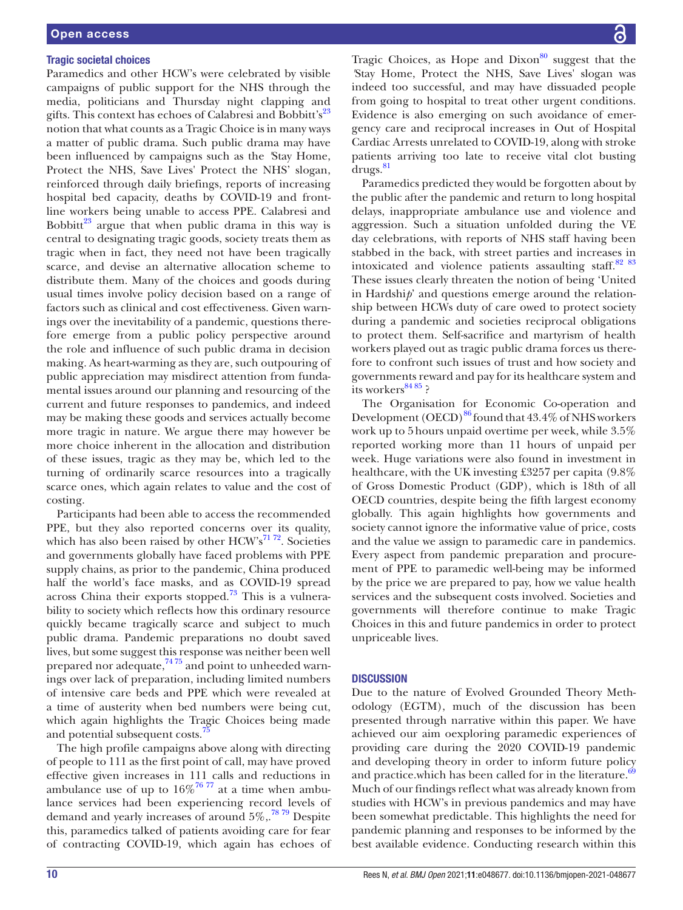### Tragic societal choices

Paramedics and other HCW's were celebrated by visible campaigns of public support for the NHS through the media, politicians and Thursday night clapping and gifts. This context has echoes of Calabresi and Bobbitt's[23] notion that what counts as a Tragic Choice is in many ways a matter of public drama. Such public drama may have been influenced by campaigns such as the 'Stay Home, Protect the NHS, Save Lives' Protect the NHS' slogan, reinforced through daily briefings, reports of increasing hospital bed capacity, deaths by COVID-19 and frontline workers being unable to access PPE. Calabresi and Bobbitt[23] argue that when public drama in this way is central to designating tragic goods, society treats them as tragic when in fact, they need not have been tragically scarce, and devise an alternative allocation scheme to distribute them. Many of the choices and goods during usual times involve policy decision based on a range of factors such as clinical and cost effectiveness. Given warnings over the inevitability of a pandemic, questions therefore emerge from a public policy perspective around the role and influence of such public drama in decision making. As heart-warming as they are, such outpouring of public appreciation may misdirect attention from fundamental issues around our planning and resourcing of the current and future responses to pandemics, and indeed may be making these goods and services actually become more tragic in nature. We argue there may however be more choice inherent in the allocation and distribution of these issues, tragic as they may be, which led to the turning of ordinarily scarce resources into a tragically scarce ones, which again relates to value and the cost of costing.

Participants had been able to access the recommended PPE, but they also reported concerns over its quality, which has also been raised by other HCW's[71 72]. Societies and governments globally have faced problems with PPE supply chains, as prior to the pandemic, China produced half the world's face masks, and as COVID-19 spread across China their exports stopped.[73] This is a vulnerability to society which reflects how this ordinary resource quickly became tragically scarce and subject to much public drama. Pandemic preparations no doubt saved lives, but some suggest this response was neither been well prepared nor adequate,[74 75] and point to unheeded warnings over lack of preparation, including limited numbers of intensive care beds and PPE which were revealed at a time of austerity when bed numbers were being cut, which again highlights the Tragic Choices being made and potential subsequent costs.[75]

The high profile campaigns above along with directing of people to 111 as the first point of call, may have proved effective given increases in 111 calls and reductions in ambulance use of up to 16%[76 77] at a time when ambulance services had been experiencing record levels of demand and yearly increases of around 5%,.[78 79] Despite this, paramedics talked of patients avoiding care for fear of contracting COVID-19, which again has echoes of Tragic Choices, as Hope and Dixon[80] suggest that the 'Stay Home, Protect the NHS, Save Lives' slogan was indeed too successful, and may have dissuaded people from going to hospital to treat other urgent conditions. Evidence is also emerging on such avoidance of emergency care and reciprocal increases in Out of Hospital Cardiac Arrests unrelated to COVID-19, along with stroke patients arriving too late to receive vital clot busting drugs.[81]

Paramedics predicted they would be forgotten about by the public after the pandemic and return to long hospital delays, inappropriate ambulance use and violence and aggression. Such a situation unfolded during the VE day celebrations, with reports of NHS staff having been stabbed in the back, with street parties and increases in intoxicated and violence patients assaulting staff.[82 83] These issues clearly threaten the notion of being 'United in Hardship' and questions emerge around the relationship between HCWs duty of care owed to protect society during a pandemic and societies reciprocal obligations to protect them. Self-sacrifice and martyrism of health workers played out as tragic public drama forces us therefore to confront such issues of trust and how society and governments reward and pay for its healthcare system and its workers[84 85] ?

The Organisation for Economic Co-operation and Development (OECD)[86] found that 43.4% of NHS workers work up to 5 hours unpaid overtime per week, while 3.5% reported working more than 11 hours of unpaid per week. Huge variations were also found in investment in healthcare, with the UK investing £3257 per capita (9.8% of Gross Domestic Product (GDP), which is 18th of all OECD countries, despite being the fifth largest economy globally. This again highlights how governments and society cannot ignore the informative value of price, costs and the value we assign to paramedic care in pandemics. Every aspect from pandemic preparation and procurement of PPE to paramedic well-being may be informed by the price we are prepared to pay, how we value health services and the subsequent costs involved. Societies and governments will therefore continue to make Tragic Choices in this and future pandemics in order to protect unpriceable lives.

## DISCUSSION

Due to the nature of Evolved Grounded Theory Methodology (EGTM), much of the discussion has been presented through narrative within this paper. We have achieved our aim oexploring paramedic experiences of providing care during the 2020 COVID-19 pandemic and developing theory in order to inform future policy and practice.which has been called for in the literature.[69] Much of our findings reflect what was already known from studies with HCW's in previous pandemics and may have been somewhat predictable. This highlights the need for pandemic planning and responses to be informed by the best available evidence. Conducting research within this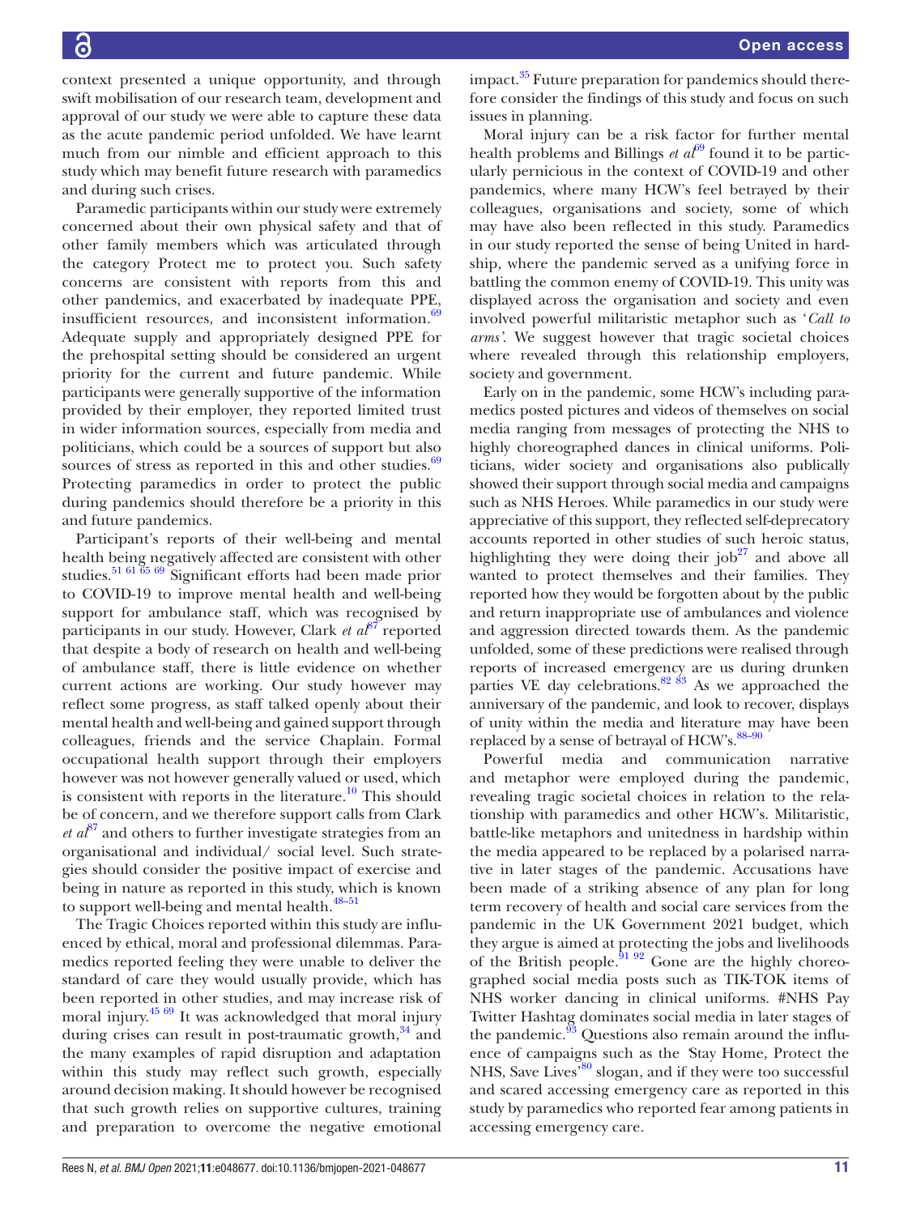context presented a unique opportunity, and through swift mobilisation of our research team, development and approval of our study we were able to capture these data as the acute pandemic period unfolded. We have learnt much from our nimble and efficient approach to this study which may benefit future research with paramedics and during such crises.

Paramedic participants within our study were extremely concerned about their own physical safety and that of other family members which was articulated through the category Protect me to protect you. Such safety concerns are consistent with reports from this and other pandemics, and exacerbated by inadequate PPE, insufficient resources, and inconsistent information.[69] Adequate supply and appropriately designed PPE for the prehospital setting should be considered an urgent priority for the current and future pandemic. While participants were generally supportive of the information provided by their employer, they reported limited trust in wider information sources, especially from media and politicians, which could be a sources of support but also sources of stress as reported in this and other studies.[69] Protecting paramedics in order to protect the public during pandemics should therefore be a priority in this and future pandemics.

Participant's reports of their well-being and mental health being negatively affected are consistent with other studies.[51 61 65 69] Significant efforts had been made prior to COVID-19 to improve mental health and well-being support for ambulance staff, which was recognised by participants in our study. However, Clark *et al*[87] reported that despite a body of research on health and well-being of ambulance staff, there is little evidence on whether current actions are working. Our study however may reflect some progress, as staff talked openly about their mental health and well-being and gained support through colleagues, friends and the service Chaplain. Formal occupational health support through their employers however was not however generally valued or used, which is consistent with reports in the literature.[10] This should be of concern, and we therefore support calls from Clark *et al*[87] and others to further investigate strategies from an organisational and individual/ social level. Such strategies should consider the positive impact of exercise and being in nature as reported in this study, which is known to support well-being and mental health.[48–51]

The Tragic Choices reported within this study are influenced by ethical, moral and professional dilemmas. Paramedics reported feeling they were unable to deliver the standard of care they would usually provide, which has been reported in other studies, and may increase risk of moral injury.[45 69] It was acknowledged that moral injury during crises can result in post-traumatic growth,[34] and the many examples of rapid disruption and adaptation within this study may reflect such growth, especially around decision making. It should however be recognised that such growth relies on supportive cultures, training and preparation to overcome the negative emotional impact.[35] Future preparation for pandemics should therefore consider the findings of this study and focus on such issues in planning.

Moral injury can be a risk factor for further mental health problems and Billings *et al*[69] found it to be particularly pernicious in the context of COVID-19 and other pandemics, where many HCW's feel betrayed by their colleagues, organisations and society, some of which may have also been reflected in this study. Paramedics in our study reported the sense of being United in hardship, where the pandemic served as a unifying force in battling the common enemy of COVID-19. This unity was displayed across the organisation and society and even involved powerful militaristic metaphor such as '*Call to arms*'. We suggest however that tragic societal choices where revealed through this relationship employers, society and government.

Early on in the pandemic, some HCW's including paramedics posted pictures and videos of themselves on social media ranging from messages of protecting the NHS to highly choreographed dances in clinical uniforms. Politicians, wider society and organisations also publically showed their support through social media and campaigns such as NHS Heroes. While paramedics in our study were appreciative of this support, they reflected self-deprecatory accounts reported in other studies of such heroic status, highlighting they were doing their job[27] and above all wanted to protect themselves and their families. They reported how they would be forgotten about by the public and return inappropriate use of ambulances and violence and aggression directed towards them. As the pandemic unfolded, some of these predictions were realised through reports of increased emergency are us during drunken parties VE day celebrations.[82 83] As we approached the anniversary of the pandemic, and look to recover, displays of unity within the media and literature may have been replaced by a sense of betrayal of HCW's.[88–90]

Powerful media and communication narrative and metaphor were employed during the pandemic, revealing tragic societal choices in relation to the relationship with paramedics and other HCW's. Militaristic, battle-like metaphors and unitedness in hardship within the media appeared to be replaced by a polarised narrative in later stages of the pandemic. Accusations have been made of a striking absence of any plan for long term recovery of health and social care services from the pandemic in the UK Government 2021 budget, which they argue is aimed at protecting the jobs and livelihoods of the British people.[91 92] Gone are the highly choreographed social media posts such as TIK-TOK items of NHS worker dancing in clinical uniforms. #NHS Pay Twitter Hashtag dominates social media in later stages of the pandemic.[93] Questions also remain around the influence of campaigns such as the 'Stay Home, Protect the NHS, Save Lives'[80] slogan, and if they were too successful and scared accessing emergency care as reported in this study by paramedics who reported fear among patients in accessing emergency care.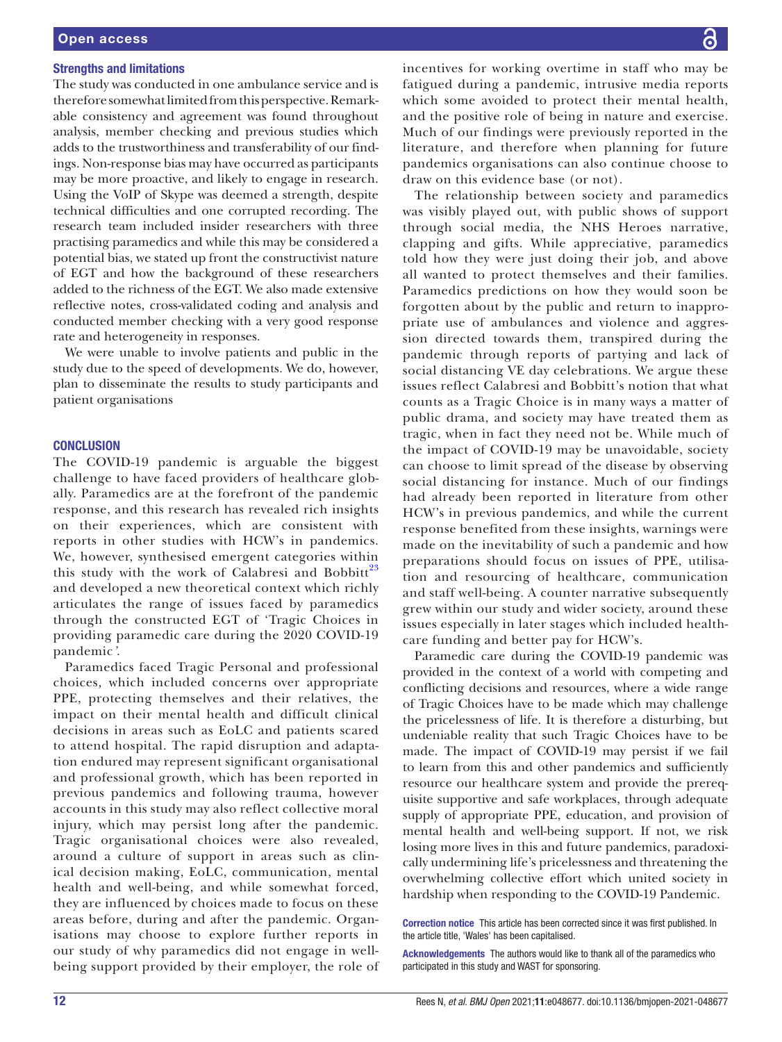### Strengths and limitations

The study was conducted in one ambulance service and is therefore somewhat limited from this perspective. Remarkable consistency and agreement was found throughout analysis, member checking and previous studies which adds to the trustworthiness and transferability of our findings. Non-response bias may have occurred as participants may be more proactive, and likely to engage in research. Using the VoIP of Skype was deemed a strength, despite technical difficulties and one corrupted recording. The research team included insider researchers with three practising paramedics and while this may be considered a potential bias, we stated up front the constructivist nature of EGT and how the background of these researchers added to the richness of the EGT. We also made extensive reflective notes, cross-validated coding and analysis and conducted member checking with a very good response rate and heterogeneity in responses.

We were unable to involve patients and public in the study due to the speed of developments. We do, however, plan to disseminate the results to study participants and patient organisations

## CONCLUSION

The COVID-19 pandemic is arguable the biggest challenge to have faced providers of healthcare globally. Paramedics are at the forefront of the pandemic response, and this research has revealed rich insights on their experiences, which are consistent with reports in other studies with HCW's in pandemics. We, however, synthesised emergent categories within this study with the work of Calabresi and Bobbitt[23] and developed a new theoretical context which richly articulates the range of issues faced by paramedics through the constructed EGT of '*Tragic Choices in providing paramedic care during the 2020 COVID-19 pandemic*'.

Paramedics faced Tragic Personal and professional choices, which included concerns over appropriate PPE, protecting themselves and their relatives, the impact on their mental health and difficult clinical decisions in areas such as EoLC and patients scared to attend hospital. The rapid disruption and adaptation endured may represent significant organisational and professional growth, which has been reported in previous pandemics and following trauma, however accounts in this study may also reflect collective moral injury, which may persist long after the pandemic. Tragic organisational choices were also revealed, around a culture of support in areas such as clinical decision making, EoLC, communication, mental health and well-being, and while somewhat forced, they are influenced by choices made to focus on these areas before, during and after the pandemic. Organisations may choose to explore further reports in our study of why paramedics did not engage in well-being support provided by their employer, the role of incentives for working overtime in staff who may be fatigued during a pandemic, intrusive media reports which some avoided to protect their mental health, and the positive role of being in nature and exercise. Much of our findings were previously reported in the literature, and therefore when planning for future pandemics organisations can also continue choose to draw on this evidence base (or not).

The relationship between society and paramedics was visibly played out, with public shows of support through social media, the NHS Heroes narrative, clapping and gifts. While appreciative, paramedics told how they were just doing their job, and above all wanted to protect themselves and their families. Paramedics predictions on how they would soon be forgotten about by the public and return to inappropriate use of ambulances and violence and aggression directed towards them, transpired during the pandemic through reports of partying and lack of social distancing VE day celebrations. We argue these issues reflect Calabresi and Bobbitt's notion that what counts as a Tragic Choice is in many ways a matter of public drama, and society may have treated them as tragic, when in fact they need not be. While much of the impact of COVID-19 may be unavoidable, society can choose to limit spread of the disease by observing social distancing for instance. Much of our findings had already been reported in literature from other HCW's in previous pandemics, and while the current response benefited from these insights, warnings were made on the inevitability of such a pandemic and how preparations should focus on issues of PPE, utilisation and resourcing of healthcare, communication and staff well-being. A counter narrative subsequently grew within our study and wider society, around these issues especially in later stages which included healthcare funding and better pay for HCW's.

Paramedic care during the COVID-19 pandemic was provided in the context of a world with competing and conflicting decisions and resources, where a wide range of Tragic Choices have to be made which may challenge the pricelessness of life. It is therefore a disturbing, but undeniable reality that such Tragic Choices have to be made. The impact of COVID-19 may persist if we fail to learn from this and other pandemics and sufficiently resource our healthcare system and provide the prerequisite supportive and safe workplaces, through adequate supply of appropriate PPE, education, and provision of mental health and well-being support. If not, we risk losing more lives in this and future pandemics, paradoxically undermining life's pricelessness and threatening the overwhelming collective effort which united society in hardship when responding to the COVID-19 Pandemic.

**Correction notice** This article has been corrected since it was first published. In the article title, 'Wales' has been capitalised.

**Acknowledgements** The authors would like to thank all of the paramedics who participated in this study and WAST for sponsoring.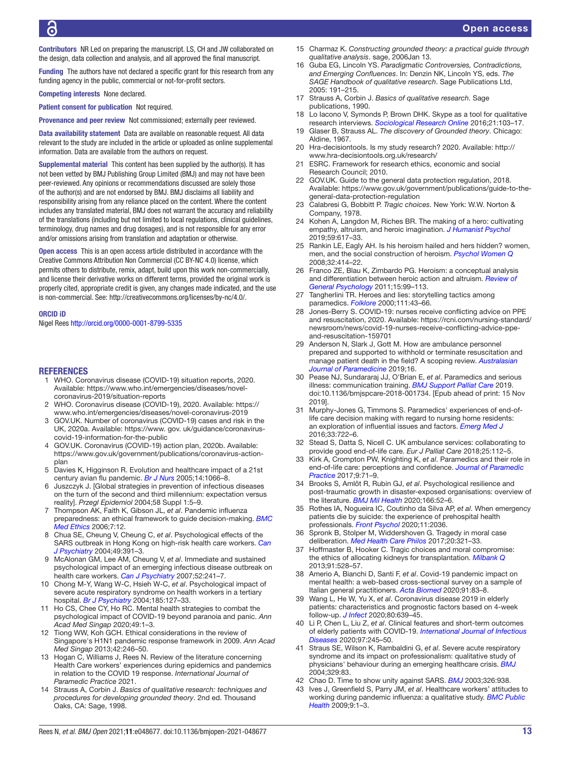**Contributors** NR Led on preparing the manuscript. LS, CH and JW collaborated on the design, data collection and analysis, and all approved the final manuscript.

**Funding** The authors have not declared a specific grant for this research from any funding agency in the public, commercial or not-for-profit sectors.

**Competing interests** None declared.

**Patient consent for publication** Not required.

**Provenance and peer review** Not commissioned; externally peer reviewed.

**Data availability statement** Data are available on reasonable request. All data relevant to the study are included in the article or uploaded as online supplemental information. Data are available from the authors on request.

**Supplemental material** This content has been supplied by the author(s). It has not been vetted by BMJ Publishing Group Limited (BMJ) and may not have been peer-reviewed. Any opinions or recommendations discussed are solely those of the author(s) and are not endorsed by BMJ. BMJ disclaims all liability and responsibility arising from any reliance placed on the content. Where the content includes any translated material, BMJ does not warrant the accuracy and reliability of the translations (including but not limited to local regulations, clinical guidelines, terminology, drug names and drug dosages), and is not responsible for any error and/or omissions arising from translation and adaptation or otherwise.

**Open access** This is an open access article distributed in accordance with the Creative Commons Attribution Non Commercial (CC BY-NC 4.0) license, which permits others to distribute, remix, adapt, build upon this work non-commercially, and license their derivative works on different terms, provided the original work is properly cited, appropriate credit is given, any changes made indicated, and the use is non-commercial. See: http://creativecommons.org/licenses/by-nc/4.0/.

**ORCID iD**

Nigel Rees http://orcid.org/0000-0001-8799-5335

## REFERENCES

1. WHO. Coronavirus disease (COVID-19) situation reports, 2020. Available: https://www.who.int/emergencies/diseases/novel-coronavirus-2019/situation-reports
2. WHO. Coronavirus disease (COVID-19), 2020. Available: https://www.who.int/emergencies/diseases/novel-coronavirus-2019
3. GOV.UK. Number of coronavirus (COVID-19) cases and risk in the UK, 2020a. Available: https://www. gov. uk/guidance/coronavirus-covid-19-information-for-the-public
4. GOV.UK. Coronavirus (COVID-19) action plan, 2020b. Available: https://www.gov.uk/government/publications/coronavirus-action-plan
5. Davies K, Higginson R. Evolution and healthcare impact of a 21st century avian flu pandemic. *Br J Nurs* 2005;14:1066–8.
6. Juszczyk J. [Global strategies in prevention of infectious diseases on the turn of the second and third millennium: expectation versus reality]. *Przegl Epidemiol* 2004;58 Suppl 1:5–9.
7. Thompson AK, Faith K, Gibson JL, *et al*. Pandemic influenza preparedness: an ethical framework to guide decision-making. *BMC Med Ethics* 2006;7:12.
8. Chua SE, Cheung V, Cheung C, *et al*. Psychological effects of the SARS outbreak in Hong Kong on high-risk health care workers. *Can J Psychiatry* 2004;49:391–3.
9. McAlonan GM, Lee AM, Cheung V, *et al*. Immediate and sustained psychological impact of an emerging infectious disease outbreak on health care workers. *Can J Psychiatry* 2007;52:241–7.
10. Chong M-Y, Wang W-C, Hsieh W-C, *et al*. Psychological impact of severe acute respiratory syndrome on health workers in a tertiary hospital. *Br J Psychiatry* 2004;185:127–33.
11. Ho CS, Chee CY, Ho RC. Mental health strategies to combat the psychological impact of COVID-19 beyond paranoia and panic. *Ann Acad Med Singap* 2020;49:1–3.
12. Tiong WW, Koh GCH. Ethical considerations in the review of Singapore's H1N1 pandemic response framework in 2009. *Ann Acad Med Singap* 2013;42:246–50.
13. Hogan C, Williams J, Rees N. Review of the literature concerning Health Care workers' experiences during epidemics and pandemics in relation to the COVID 19 response. *International Journal of Paramedic Practice* 2021.
14. Strauss A, Corbin J. *Basics of qualitative research: techniques and procedures for developing grounded theory*. 2nd ed. Thousand Oaks, CA: Sage, 1998.
15. Charmaz K. *Constructing grounded theory: a practical guide through qualitative analysis*. sage, 2006Jan 13.
16. Guba EG, Lincoln YS. *Paradigmatic Controversies, Contradictions, and Emerging Confluences*. In: Denzin NK, Lincoln YS, eds. *The SAGE Handbook of qualitative research*. Sage Publications Ltd, 2005: 191–215.
17. Strauss A, Corbin J. *Basics of qualitative research*. Sage publications, 1990.
18. Lo Iacono V, Symonds P, Brown DHK. Skype as a tool for qualitative research interviews. *Sociological Research Online* 2016;21:103–17.
19. Glaser B, Strauss AL. *The discovery of Grounded theory*. Chicago: Aldine, 1967.
20. Hra-decisiontools. Is my study research? 2020. Available: http://www.hra-decisiontools.org.uk/research/
21. ESRC. Framework for research ethics, economic and social Research Council; 2010.
22. GOV.UK. Guide to the general data protection regulation, 2018. Available: https://www.gov.uk/government/publications/guide-to-the-general-data-protection-regulation
23. Calabresi G, Bobbitt P. *Tragic choices*. New York: W.W. Norton & Company, 1978.
24. Kohen A, Langdon M, Riches BR. The making of a hero: cultivating empathy, altruism, and heroic imagination. *J Humanist Psychol* 2019;59:617–33.
25. Rankin LE, Eagly AH. Is his heroism hailed and hers hidden? women, men, and the social construction of heroism. *Psychol Women Q* 2008;32:414–22.
26. Franco ZE, Blau K, Zimbardo PG. Heroism: a conceptual analysis and differentiation between heroic action and altruism. *Review of General Psychology* 2011;15:99–113.
27. Tangherlini TR. Heroes and lies: storytelling tactics among paramedics. *Folklore* 2000;111:43–66.
28. Jones-Berry S. COVID-19: nurses receive conflicting advice on PPE and resuscitation, 2020. Available: https://rcni.com/nursing-standard/newsroom/news/covid-19-nurses-receive-conflicting-advice-ppe-and-resuscitation-159701
29. Anderson N, Slark J, Gott M. How are ambulance personnel prepared and supported to withhold or terminate resuscitation and manage patient death in the field? A scoping review. *Australasian Journal of Paramedicine* 2019;16.
30. Pease NJ, Sundararaj JJ, O'Brian E, *et al*. Paramedics and serious illness: communication training. *BMJ Support Palliat Care* 2019. doi:10.1136/bmjspcare-2018-001734. [Epub ahead of print: 15 Nov 2019].
31. Murphy-Jones G, Timmons S. Paramedics' experiences of end-of-life care decision making with regard to nursing home residents: an exploration of influential issues and factors. *Emerg Med J* 2016;33:722–6.
32. Stead S, Datta S, Nicell C. UK ambulance services: collaborating to provide good end-of-life care. *Eur J Palliat Care* 2018;25:112–5.
33. Kirk A, Crompton PW, Knighting K, *et al*. Paramedics and their role in end-of-life care: perceptions and confidence. *Journal of Paramedic Practice* 2017;9:71–9.
34. Brooks S, Amlôt R, Rubin GJ, *et al*. Psychological resilience and post-traumatic growth in disaster-exposed organisations: overview of the literature. *BMJ Mil Health* 2020;166:52–6.
35. Rothes IA, Nogueira IC, Coutinho da Silva AP, *et al*. When emergency patients die by suicide: the experience of prehospital health professionals. *Front Psychol* 2020;11:2036.
36. Spronk B, Stolper M, Widdershoven G. Tragedy in moral case deliberation. *Med Health Care Philos* 2017;20:321–33.
37. Hoffmaster B, Hooker C. Tragic choices and moral compromise: the ethics of allocating kidneys for transplantation. *Milbank Q* 2013;91:528–57.
38. Amerio A, Bianchi D, Santi F, *et al*. Covid-19 pandemic impact on mental health: a web-based cross-sectional survey on a sample of Italian general practitioners. *Acta Biomed* 2020;91:83–8.
39. Wang L, He W, Yu X, *et al*. Coronavirus disease 2019 in elderly patients: characteristics and prognostic factors based on 4-week follow-up. *J Infect* 2020;80:639–45.
40. Li P, Chen L, Liu Z, *et al*. Clinical features and short-term outcomes of elderly patients with COVID-19. *International Journal of Infectious Diseases* 2020;97:245–50.
41. Straus SE, Wilson K, Rambaldini G, *et al*. Severe acute respiratory syndrome and its impact on professionalism: qualitative study of physicians' behaviour during an emerging healthcare crisis. *BMJ* 2004;329:83.
42. Chao D. Time to show unity against SARS. *BMJ* 2003;326:938.
43. Ives J, Greenfield S, Parry JM, *et al*. Healthcare workers' attitudes to working during pandemic influenza: a qualitative study. *BMC Public Health* 2009;9:1–3.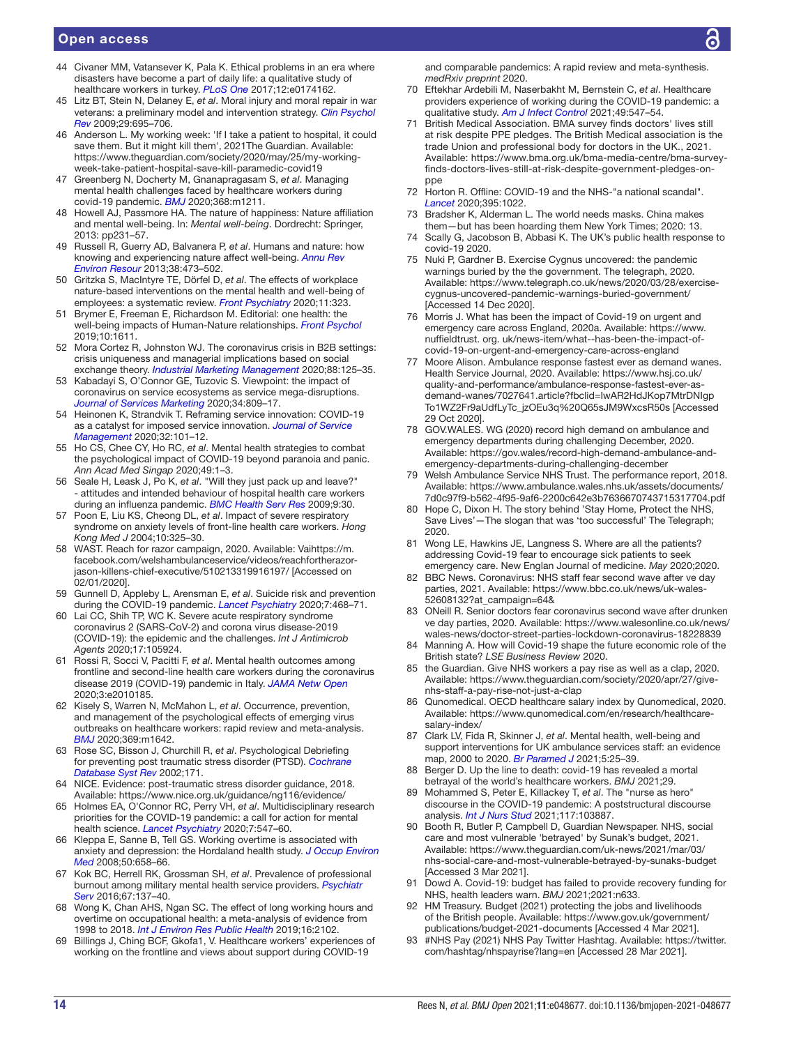44 Civaner MM, Vatansever K, Pala K. Ethical problems in an era where disasters have become a part of daily life: a qualitative study of healthcare workers in turkey. *PLoS One* 2017;12:e0174162.
45 Litz BT, Stein N, Delaney E, *et al*. Moral injury and moral repair in war veterans: a preliminary model and intervention strategy. *Clin Psychol Rev* 2009;29:695–706.
46 Anderson L. My working week: 'If I take a patient to hospital, it could save them. But it might kill them', 2021The Guardian. Available: https://www.theguardian.com/society/2020/may/25/my-working-week-take-patient-hospital-save-kill-paramedic-covid19
47 Greenberg N, Docherty M, Gnanapragasam S, *et al*. Managing mental health challenges faced by healthcare workers during covid-19 pandemic. *BMJ* 2020;368:m1211.
48 Howell AJ, Passmore HA. The nature of happiness: Nature affiliation and mental well-being. In: *Mental well-being*. Dordrecht: Springer, 2013: pp231–57.
49 Russell R, Guerry AD, Balvanera P, *et al*. Humans and nature: how knowing and experiencing nature affect well-being. *Annu Rev Environ Resour* 2013;38:473–502.
50 Gritzka S, MacIntyre TE, Dörfel D, *et al*. The effects of workplace nature-based interventions on the mental health and well-being of employees: a systematic review. *Front Psychiatry* 2020;11:323.
51 Brymer E, Freeman E, Richardson M. Editorial: one health: the well-being impacts of Human-Nature relationships. *Front Psychol* 2019;10:1611.
52 Mora Cortez R, Johnston WJ. The coronavirus crisis in B2B settings: crisis uniqueness and managerial implications based on social exchange theory. *Industrial Marketing Management* 2020;88:125–35.
53 Kabadayi S, O'Connor GE, Tuzovic S. Viewpoint: the impact of coronavirus on service ecosystems as service mega-disruptions. *Journal of Services Marketing* 2020;34:809–17.
54 Heinonen K, Strandvik T. Reframing service innovation: COVID-19 as a catalyst for imposed service innovation. *Journal of Service Management* 2020;32:101–12.
55 Ho CS, Chee CY, Ho RC, *et al*. Mental health strategies to combat the psychological impact of COVID-19 beyond paranoia and panic. *Ann Acad Med Singap* 2020;49:1–3.
56 Seale H, Leask J, Po K, *et al*. "Will they just pack up and leave?" - attitudes and intended behaviour of hospital health care workers during an influenza pandemic. *BMC Health Serv Res* 2009;9:30.
57 Poon E, Liu KS, Cheong DL, *et al*. Impact of severe respiratory syndrome on anxiety levels of front-line health care workers. *Hong Kong Med J* 2004;10:325–30.
58 WAST. Reach for razor campaign, 2020. Available: Vaihttps://m.facebook.com/welshambulanceservice/videos/reachfortherazor-jason-killens-chief-executive/510213319916197/ [Accessed on 02/01/2020].
59 Gunnell D, Appleby L, Arensman E, *et al*. Suicide risk and prevention during the COVID-19 pandemic. *Lancet Psychiatry* 2020;7:468–71.
60 Lai CC, Shih TP, WC K. Severe acute respiratory syndrome coronavirus 2 (SARS-CoV-2) and corona virus disease-2019 (COVID-19): the epidemic and the challenges. *Int J Antimicrob Agents* 2020;17:105924.
61 Rossi R, Socci V, Pacitti F, *et al*. Mental health outcomes among frontline and second-line health care workers during the coronavirus disease 2019 (COVID-19) pandemic in Italy. *JAMA Netw Open* 2020;3:e2010185.
62 Kisely S, Warren N, McMahon L, *et al*. Occurrence, prevention, and management of the psychological effects of emerging virus outbreaks on healthcare workers: rapid review and meta-analysis. *BMJ* 2020;369:m1642.
63 Rose SC, Bisson J, Churchill R, *et al*. Psychological Debriefing for preventing post traumatic stress disorder (PTSD). *Cochrane Database Syst Rev* 2002;171.
64 NICE. Evidence: post-traumatic stress disorder guidance, 2018. Available: https://www.nice.org.uk/guidance/ng116/evidence/
65 Holmes EA, O'Connor RC, Perry VH, *et al*. Multidisciplinary research priorities for the COVID-19 pandemic: a call for action for mental health science. *Lancet Psychiatry* 2020;7:547–60.
66 Kleppa E, Sanne B, Tell GS. Working overtime is associated with anxiety and depression: the Hordaland health study. *J Occup Environ Med* 2008;50:658–66.
67 Kok BC, Herrell RK, Grossman SH, *et al*. Prevalence of professional burnout among military mental health service providers. *Psychiatr Serv* 2016;67:137–40.
68 Wong K, Chan AHS, Ngan SC. The effect of long working hours and overtime on occupational health: a meta-analysis of evidence from 1998 to 2018. *Int J Environ Res Public Health* 2019;16:2102.
69 Billings J, Ching BCF, Gkofa1, V. Healthcare workers' experiences of working on the frontline and views about support during COVID-19 and comparable pandemics: A rapid review and meta-synthesis. *medRxiv preprint* 2020.
70 Eftekhar Ardebili M, Naserbakht M, Bernstein C, *et al*. Healthcare providers experience of working during the COVID-19 pandemic: a qualitative study. *Am J Infect Control* 2021;49:547–54.
71 British Medical Association. BMA survey finds doctors' lives still at risk despite PPE pledges. The British Medical association is the trade Union and professional body for doctors in the UK., 2021. Available: https://www.bma.org.uk/bma-media-centre/bma-survey-finds-doctors-lives-still-at-risk-despite-government-pledges-on-ppe
72 Horton R. Offline: COVID-19 and the NHS-"a national scandal". *Lancet* 2020;395:1022.
73 Bradsher K, Alderman L. The world needs masks. China makes them—but has been hoarding them New York Times; 2020: 13.
74 Scally G, Jacobson B, Abbasi K. The UK's public health response to covid-19 2020.
75 Nuki P, Gardner B. Exercise Cygnus uncovered: the pandemic warnings buried by the the government. The telegraph, 2020. Available: https://www.telegraph.co.uk/news/2020/03/28/exercise-cygnus-uncovered-pandemic-warnings-buried-government/ [Accessed 14 Dec 2020].
76 Morris J. What has been the impact of Covid-19 on urgent and emergency care across England, 2020a. Available: https://www.nuffieldtrust. org. uk/news-item/what--has-been-the-impact-of-covid-19-on-urgent-and-emergency-care-across-england
77 Moore Alison. Ambulance response fastest ever as demand wanes. Health Service Journal, 2020. Available: https://www.hsj.co.uk/quality-and-performance/ambulance-response-fastest-ever-as-demand-wanes/7027641.article?fbclid=IwAR2HdJKop7MtrDNIgpTo1WZ2Fr9aUdfLyTc_jzOEu3q%20Q65sJM9WxcsR50s [Accessed 29 Oct 2020].
78 GOV.WALES. WG (2020) record high demand on ambulance and emergency departments during challenging December, 2020. Available: https://gov.wales/record-high-demand-ambulance-and-emergency-departments-during-challenging-december
79 Welsh Ambulance Service NHS Trust. The performance report, 2018. Available: https://www.ambulance.wales.nhs.uk/assets/documents/7d0c97f9-b562-4f95-9af6-2200c642e3b7636670743715317704.pdf
80 Hope C, Dixon H. The story behind 'Stay Home, Protect the NHS, Save Lives'—The slogan that was 'too successful' The Telegraph; 2020.
81 Wong LE, Hawkins JE, Langness S. Where are all the patients? addressing Covid-19 fear to encourage sick patients to seek emergency care. New Englan Journal of medicine. *May* 2020;2020.
82 BBC News. Coronavirus: NHS staff fear second wave after ve day parties, 2021. Available: https://www.bbc.co.uk/news/uk-wales-52608132?at_campaign=64&
83 ONeill R. Senior doctors fear coronavirus second wave after drunken ve day parties, 2020. Available: https://www.walesonline.co.uk/news/wales-news/doctor-street-parties-lockdown-coronavirus-18228839
84 Manning A. How will Covid-19 shape the future economic role of the British state? *LSE Business Review* 2020.
85 the Guardian. Give NHS workers a pay rise as well as a clap, 2020. Available: https://www.theguardian.com/society/2020/apr/27/give-nhs-staff-a-pay-rise-not-just-a-clap
86 Qunomedical. OECD healthcare salary index by Qunomedical, 2020. Available: https://www.qunomedical.com/en/research/healthcare-salary-index/
87 Clark LV, Fida R, Skinner J, *et al*. Mental health, well-being and support interventions for UK ambulance services staff: an evidence map, 2000 to 2020. *Br Paramed J* 2021;5:25–39.
88 Berger D. Up the line to death: covid-19 has revealed a mortal betrayal of the world's healthcare workers. *BMJ* 2021;29.
89 Mohammed S, Peter E, Killackey T, *et al*. The "nurse as hero" discourse in the COVID-19 pandemic: A poststructural discourse analysis. *Int J Nurs Stud* 2021;117:103887.
90 Booth R, Butler P, Campbell D, Guardian Newspaper. NHS, social care and most vulnerable 'betrayed' by Sunak's budget, 2021. Available: https://www.theguardian.com/uk-news/2021/mar/03/nhs-social-care-and-most-vulnerable-betrayed-by-sunaks-budget [Accessed 3 Mar 2021].
91 Dowd A. Covid-19: budget has failed to provide recovery funding for NHS, health leaders warn. *BMJ* 2021;2021:n633.
92 HM Treasury. Budget (2021) protecting the jobs and livelihoods of the British people. Available: https://www.gov.uk/government/publications/budget-2021-documents [Accessed 4 Mar 2021].
93 #NHS Pay (2021) NHS Pay Twitter Hashtag. Available: https://twitter.com/hashtag/nhspayrise?lang=en [Accessed 28 Mar 2021].